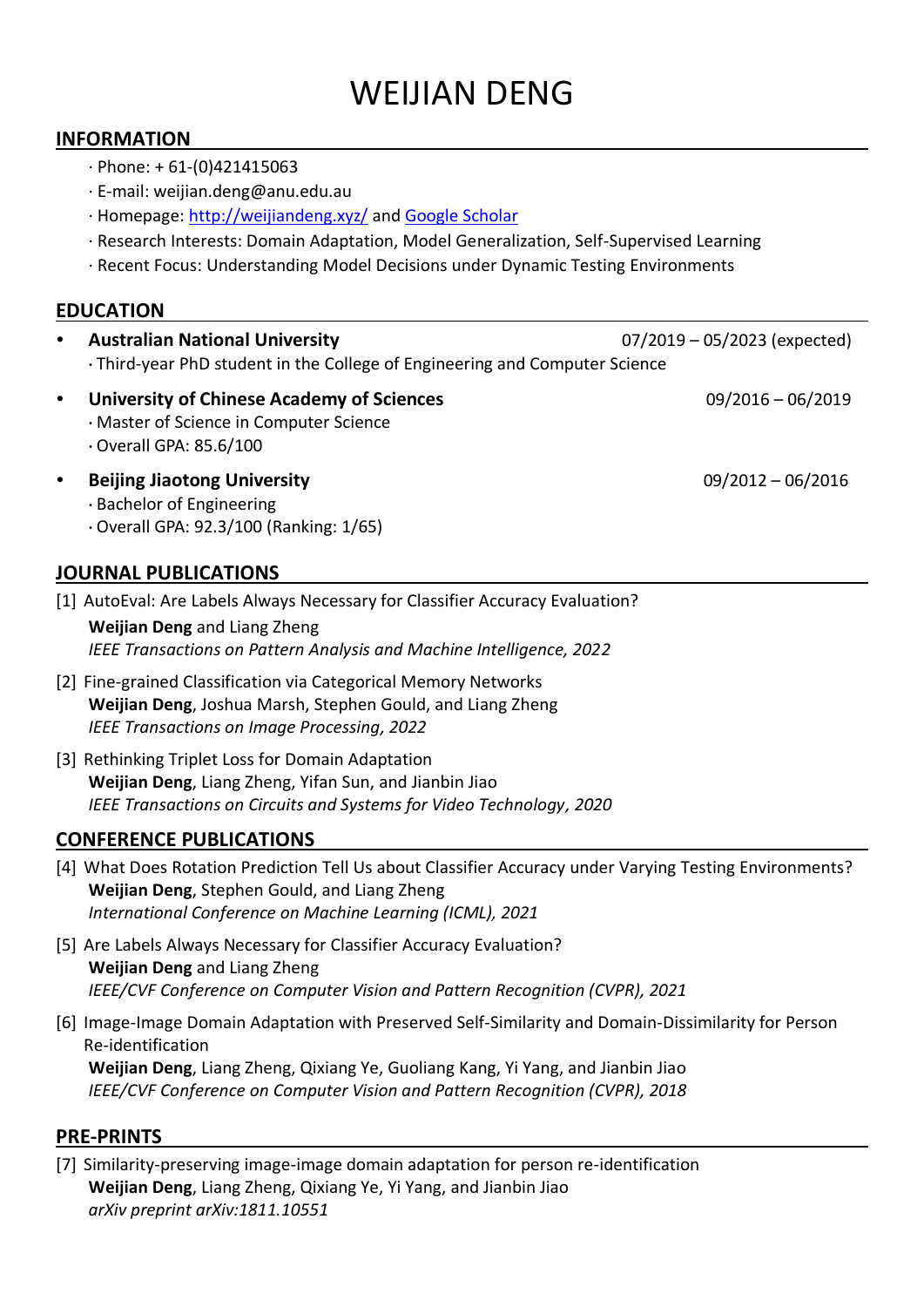# WEIJIAN DENG

## INFORMATION

· Phone: + 61-(0)421415063
· E-mail: weijian.deng@anu.edu.au
· Homepage: [http://weijiandeng.xyz/](http://weijiandeng.xyz/) and Google Scholar
· Research Interests: Domain Adaptation, Model Generalization, Self-Supervised Learning
· Recent Focus: Understanding Model Decisions under Dynamic Testing Environments

## EDUCATION

- **Australian National University** 07/2019 – 05/2023 (expected)
  · Third-year PhD student in the College of Engineering and Computer Science
- **University of Chinese Academy of Sciences** 09/2016 – 06/2019
  · Master of Science in Computer Science
  · Overall GPA: 85.6/100
- **Beijing Jiaotong University** 09/2012 – 06/2016
  · Bachelor of Engineering
  · Overall GPA: 92.3/100 (Ranking: 1/65)

## JOURNAL PUBLICATIONS

[1] AutoEval: Are Labels Always Necessary for Classifier Accuracy Evaluation?
**Weijian Deng** and Liang Zheng
*IEEE Transactions on Pattern Analysis and Machine Intelligence, 2022*

[2] Fine-grained Classification via Categorical Memory Networks
**Weijian Deng**, Joshua Marsh, Stephen Gould, and Liang Zheng
*IEEE Transactions on Image Processing, 2022*

[3] Rethinking Triplet Loss for Domain Adaptation
**Weijian Deng**, Liang Zheng, Yifan Sun, and Jianbin Jiao
*IEEE Transactions on Circuits and Systems for Video Technology, 2020*

## CONFERENCE PUBLICATIONS

[4] What Does Rotation Prediction Tell Us about Classifier Accuracy under Varying Testing Environments?
**Weijian Deng**, Stephen Gould, and Liang Zheng
*International Conference on Machine Learning (ICML), 2021*

[5] Are Labels Always Necessary for Classifier Accuracy Evaluation?
**Weijian Deng** and Liang Zheng
*IEEE/CVF Conference on Computer Vision and Pattern Recognition (CVPR), 2021*

[6] Image-Image Domain Adaptation with Preserved Self-Similarity and Domain-Dissimilarity for Person Re-identification
**Weijian Deng**, Liang Zheng, Qixiang Ye, Guoliang Kang, Yi Yang, and Jianbin Jiao
*IEEE/CVF Conference on Computer Vision and Pattern Recognition (CVPR), 2018*

## PRE-PRINTS

[7] Similarity-preserving image-image domain adaptation for person re-identification
**Weijian Deng**, Liang Zheng, Qixiang Ye, Yi Yang, and Jianbin Jiao
*arXiv preprint arXiv:1811.10551*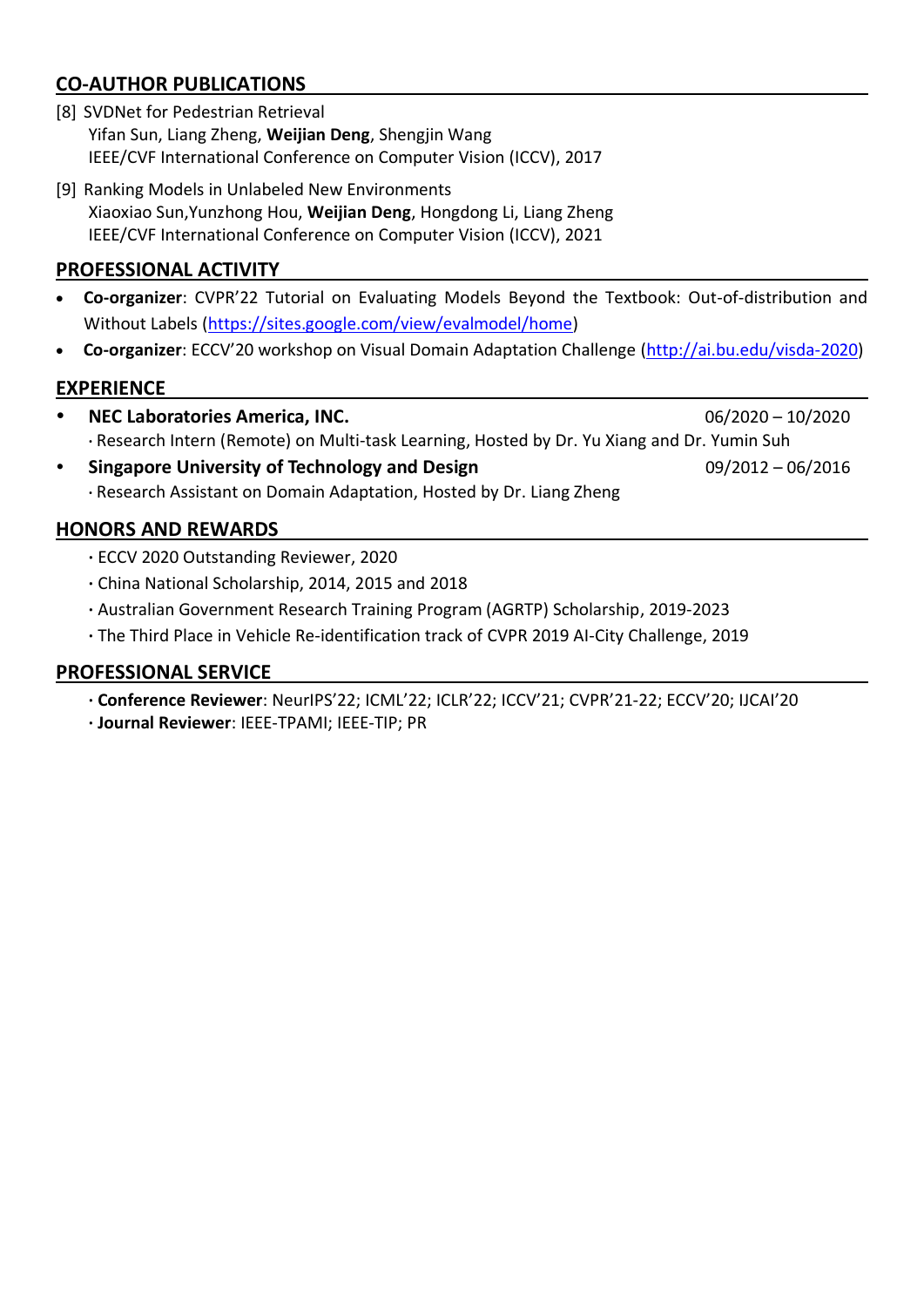## CO-AUTHOR PUBLICATIONS

[8] SVDNet for Pedestrian Retrieval
Yifan Sun, Liang Zheng, **Weijian Deng**, Shengjin Wang
IEEE/CVF International Conference on Computer Vision (ICCV), 2017

[9] Ranking Models in Unlabeled New Environments
Xiaoxiao Sun,Yunzhong Hou, **Weijian Deng**, Hongdong Li, Liang Zheng
IEEE/CVF International Conference on Computer Vision (ICCV), 2021

## PROFESSIONAL ACTIVITY

- **Co-organizer**: CVPR'22 Tutorial on Evaluating Models Beyond the Textbook: Out-of-distribution and Without Labels (https://sites.google.com/view/evalmodel/home)
- **Co-organizer**: ECCV'20 workshop on Visual Domain Adaptation Challenge (http://ai.bu.edu/visda-2020)

## EXPERIENCE

- **NEC Laboratories America, INC.** 06/2020 – 10/2020
  · Research Intern (Remote) on Multi-task Learning, Hosted by Dr. Yu Xiang and Dr. Yumin Suh
- **Singapore University of Technology and Design** 09/2012 – 06/2016
  · Research Assistant on Domain Adaptation, Hosted by Dr. Liang Zheng

## HONORS AND REWARDS

· ECCV 2020 Outstanding Reviewer, 2020
· China National Scholarship, 2014, 2015 and 2018
· Australian Government Research Training Program (AGRTP) Scholarship, 2019-2023
· The Third Place in Vehicle Re-identification track of CVPR 2019 AI-City Challenge, 2019

## PROFESSIONAL SERVICE

· **Conference Reviewer**: NeurIPS'22; ICML'22; ICLR'22; ICCV'21; CVPR'21-22; ECCV'20; IJCAI'20
· **Journal Reviewer**: IEEE-TPAMI; IEEE-TIP; PR